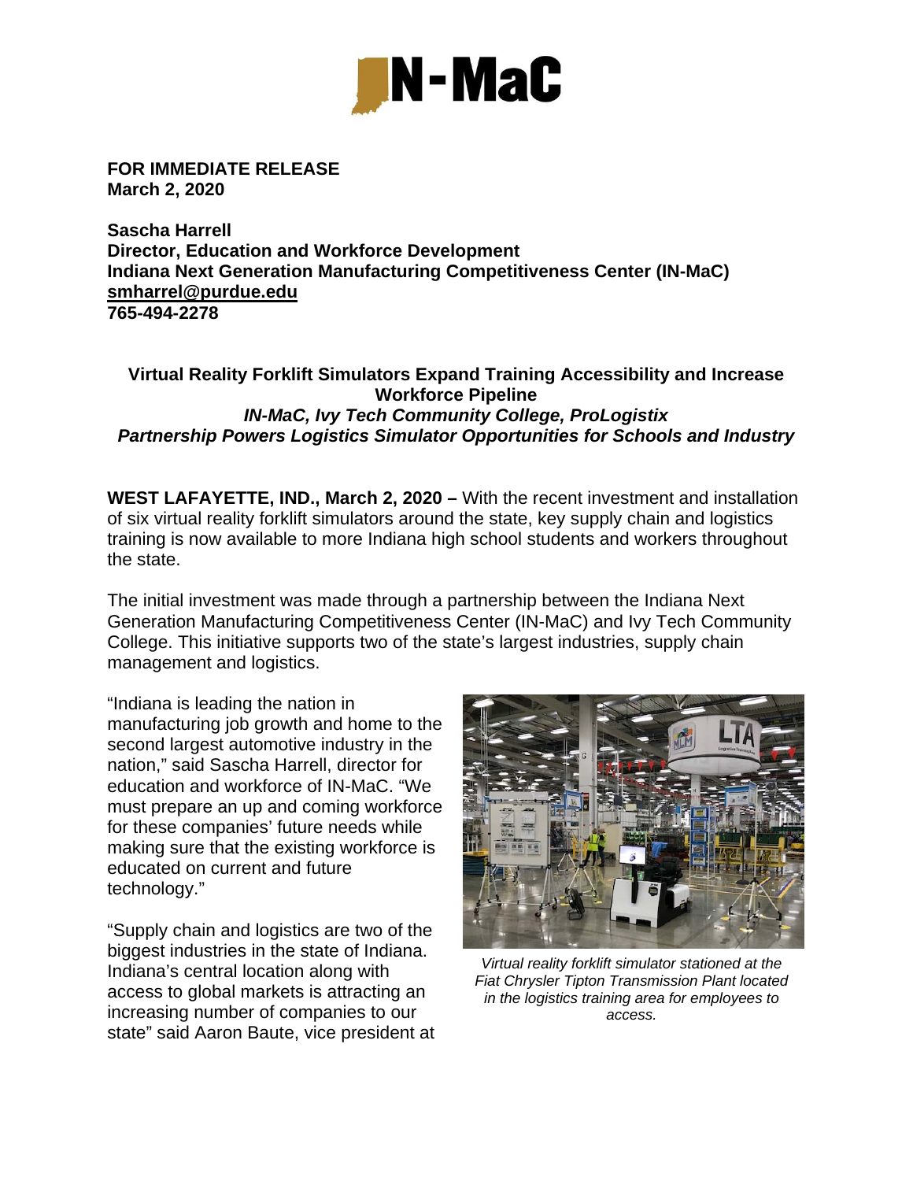**FOR IMMEDIATE RELEASE**
**March 2, 2020**

**Sascha Harrell**
**Director, Education and Workforce Development**
**Indiana Next Generation Manufacturing Competitiveness Center (IN-MaC)**
**smharrel@purdue.edu**
**765-494-2278**

## Virtual Reality Forklift Simulators Expand Training Accessibility and Increase Workforce Pipeline

***IN-MaC, Ivy Tech Community College, ProLogistix***
***Partnership Powers Logistics Simulator Opportunities for Schools and Industry***

**WEST LAFAYETTE, IND., March 2, 2020 –** With the recent investment and installation of six virtual reality forklift simulators around the state, key supply chain and logistics training is now available to more Indiana high school students and workers throughout the state.

The initial investment was made through a partnership between the Indiana Next Generation Manufacturing Competitiveness Center (IN-MaC) and Ivy Tech Community College. This initiative supports two of the state's largest industries, supply chain management and logistics.

"Indiana is leading the nation in manufacturing job growth and home to the second largest automotive industry in the nation," said Sascha Harrell, director for education and workforce of IN-MaC. "We must prepare an up and coming workforce for these companies' future needs while making sure that the existing workforce is educated on current and future technology."

*Virtual reality forklift simulator stationed at the Fiat Chrysler Tipton Transmission Plant located in the logistics training area for employees to access.*

"Supply chain and logistics are two of the biggest industries in the state of Indiana. Indiana's central location along with access to global markets is attracting an increasing number of companies to our state" said Aaron Baute, vice president at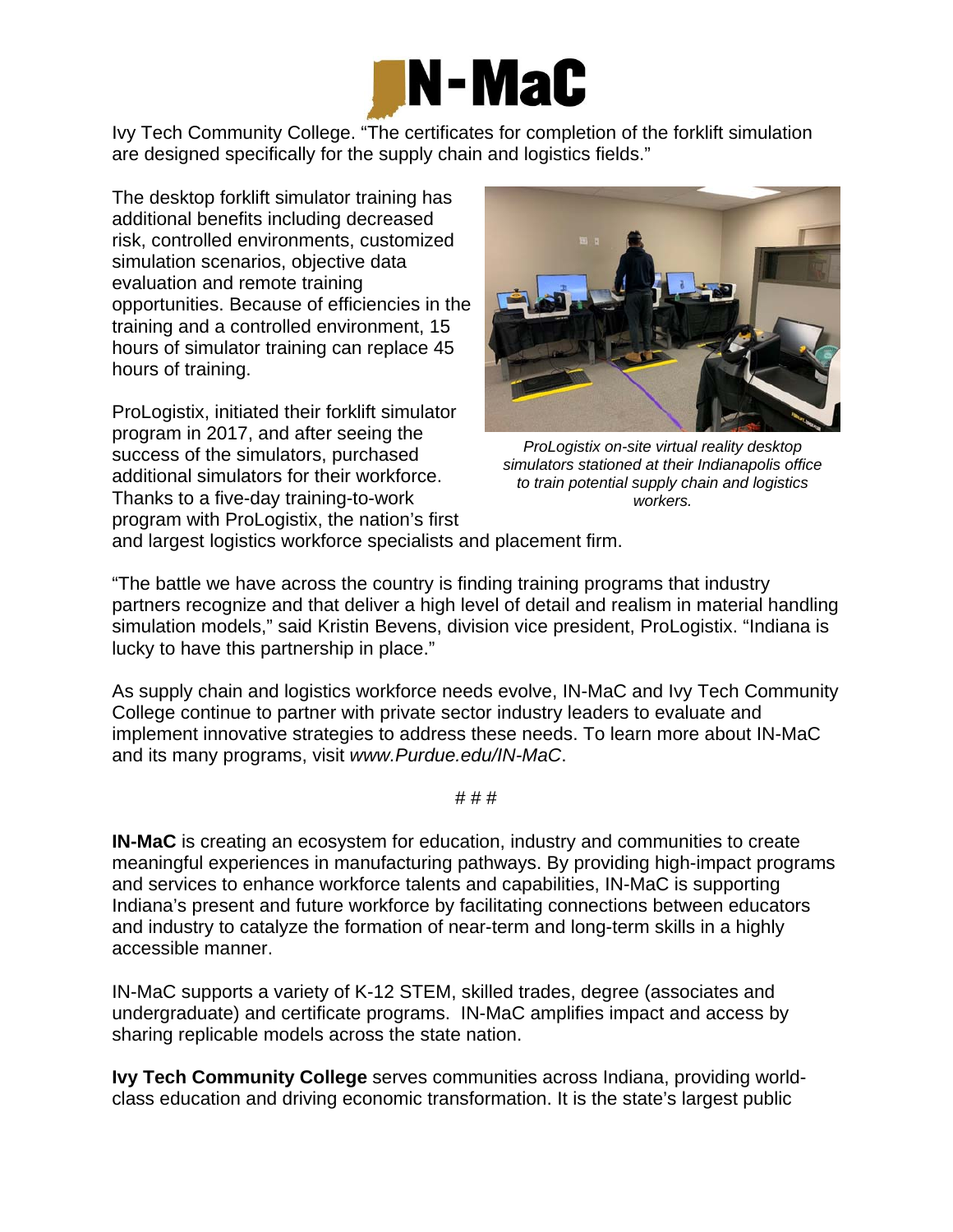Ivy Tech Community College. "The certificates for completion of the forklift simulation are designed specifically for the supply chain and logistics fields."

The desktop forklift simulator training has additional benefits including decreased risk, controlled environments, customized simulation scenarios, objective data evaluation and remote training opportunities. Because of efficiencies in the training and a controlled environment, 15 hours of simulator training can replace 45 hours of training.

*ProLogistix on-site virtual reality desktop simulators stationed at their Indianapolis office to train potential supply chain and logistics workers.*

ProLogistix, initiated their forklift simulator program in 2017, and after seeing the success of the simulators, purchased additional simulators for their workforce. Thanks to a five-day training-to-work program with ProLogistix, the nation's first and largest logistics workforce specialists and placement firm.

"The battle we have across the country is finding training programs that industry partners recognize and that deliver a high level of detail and realism in material handling simulation models," said Kristin Bevens, division vice president, ProLogistix. "Indiana is lucky to have this partnership in place."

As supply chain and logistics workforce needs evolve, IN-MaC and Ivy Tech Community College continue to partner with private sector industry leaders to evaluate and implement innovative strategies to address these needs. To learn more about IN-MaC and its many programs, visit *www.Purdue.edu/IN-MaC*.

# # #

**IN-MaC** is creating an ecosystem for education, industry and communities to create meaningful experiences in manufacturing pathways. By providing high-impact programs and services to enhance workforce talents and capabilities, IN-MaC is supporting Indiana's present and future workforce by facilitating connections between educators and industry to catalyze the formation of near-term and long-term skills in a highly accessible manner.

IN-MaC supports a variety of K-12 STEM, skilled trades, degree (associates and undergraduate) and certificate programs. IN-MaC amplifies impact and access by sharing replicable models across the state nation.

**Ivy Tech Community College** serves communities across Indiana, providing world-class education and driving economic transformation. It is the state's largest public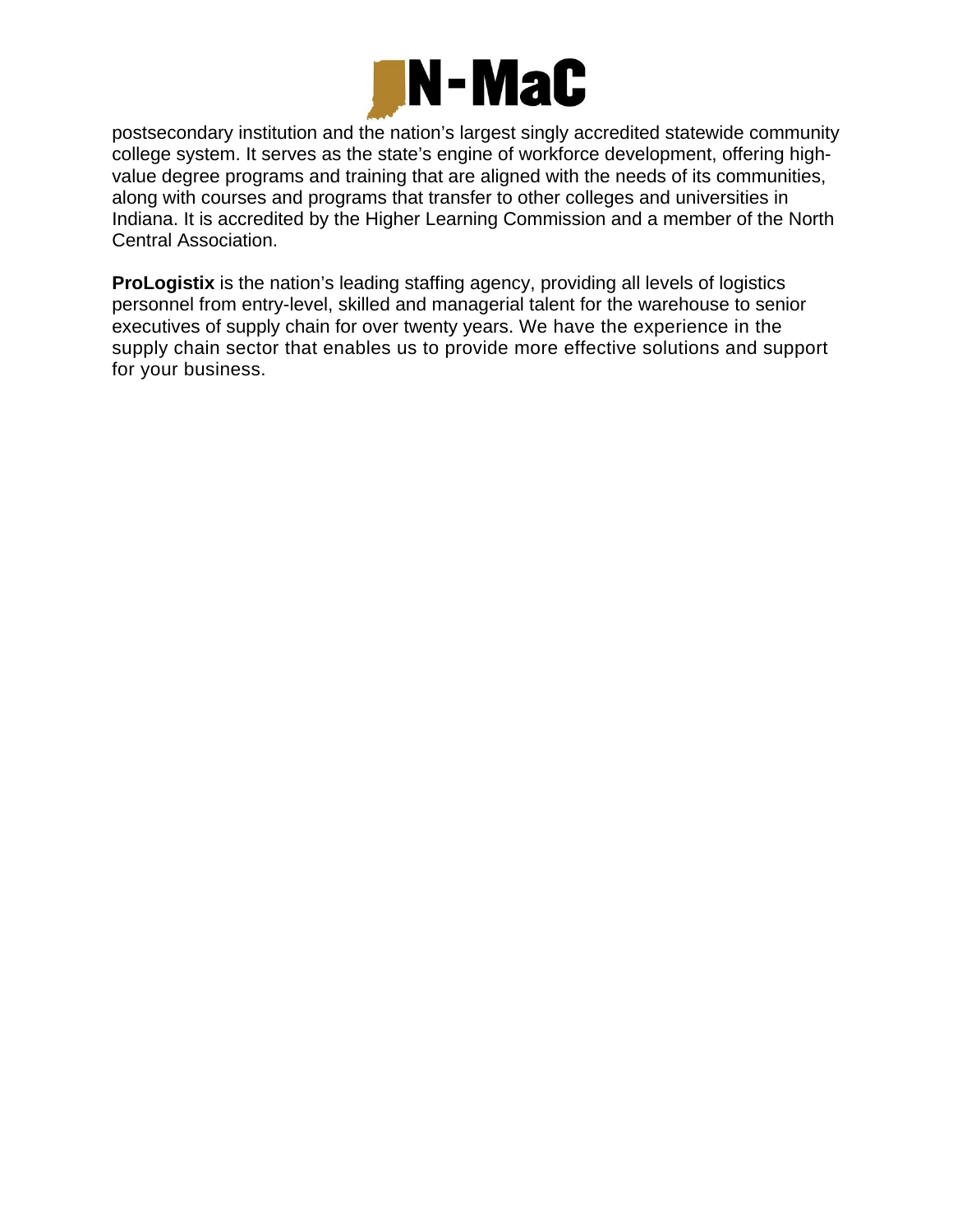postsecondary institution and the nation's largest singly accredited statewide community college system. It serves as the state's engine of workforce development, offering high-value degree programs and training that are aligned with the needs of its communities, along with courses and programs that transfer to other colleges and universities in Indiana. It is accredited by the Higher Learning Commission and a member of the North Central Association.

**ProLogistix** is the nation's leading staffing agency, providing all levels of logistics personnel from entry-level, skilled and managerial talent for the warehouse to senior executives of supply chain for over twenty years. We have the experience in the supply chain sector that enables us to provide more effective solutions and support for your business.